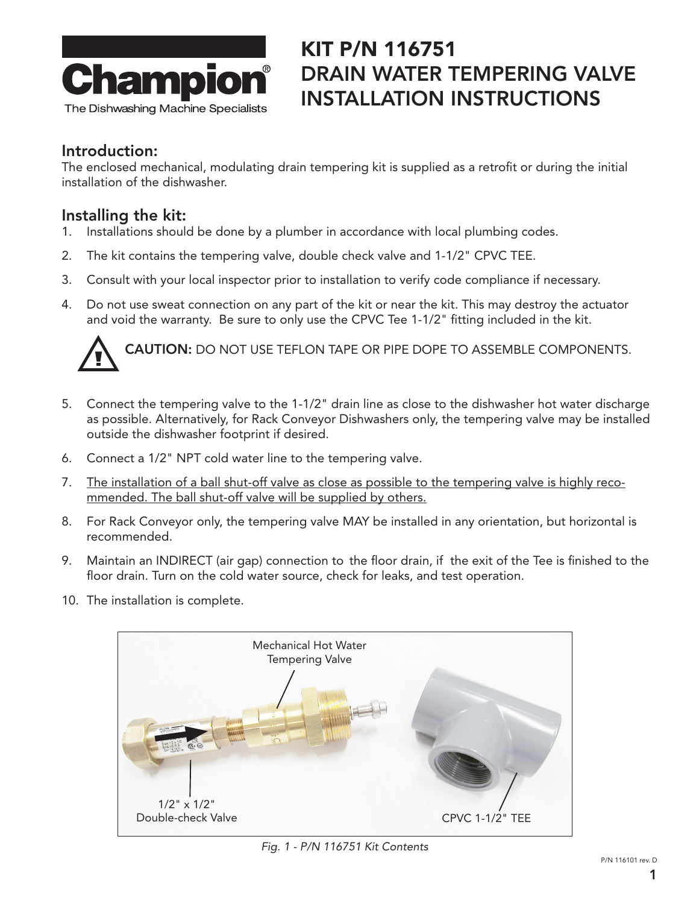Champion®
The Dishwashing Machine Specialists

# KIT P/N 116751 DRAIN WATER TEMPERING VALVE INSTALLATION INSTRUCTIONS

## Introduction:

The enclosed mechanical, modulating drain tempering kit is supplied as a retrofit or during the initial installation of the dishwasher.

## Installing the kit:

1. Installations should be done by a plumber in accordance with local plumbing codes.
2. The kit contains the tempering valve, double check valve and 1-1/2" CPVC TEE.
3. Consult with your local inspector prior to installation to verify code compliance if necessary.
4. Do not use sweat connection on any part of the kit or near the kit. This may destroy the actuator and void the warranty. Be sure to only use the CPVC Tee 1-1/2" fitting included in the kit.

**CAUTION:** DO NOT USE TEFLON TAPE OR PIPE DOPE TO ASSEMBLE COMPONENTS.

5. Connect the tempering valve to the 1-1/2" drain line as close to the dishwasher hot water discharge as possible. Alternatively, for Rack Conveyor Dishwashers only, the tempering valve may be installed outside the dishwasher footprint if desired.
6. Connect a 1/2" NPT cold water line to the tempering valve.
7. The installation of a ball shut-off valve as close as possible to the tempering valve is highly recommended. The ball shut-off valve will be supplied by others.
8. For Rack Conveyor only, the tempering valve MAY be installed in any orientation, but horizontal is recommended.
9. Maintain an INDIRECT (air gap) connection to the floor drain, if the exit of the Tee is finished to the floor drain. Turn on the cold water source, check for leaks, and test operation.
10. The installation is complete.

Mechanical Hot Water Tempering Valve

1/2" x 1/2" Double-check Valve

CPVC 1-1/2" TEE

*Fig. 1 - P/N 116751 Kit Contents*

P/N 116101 rev. D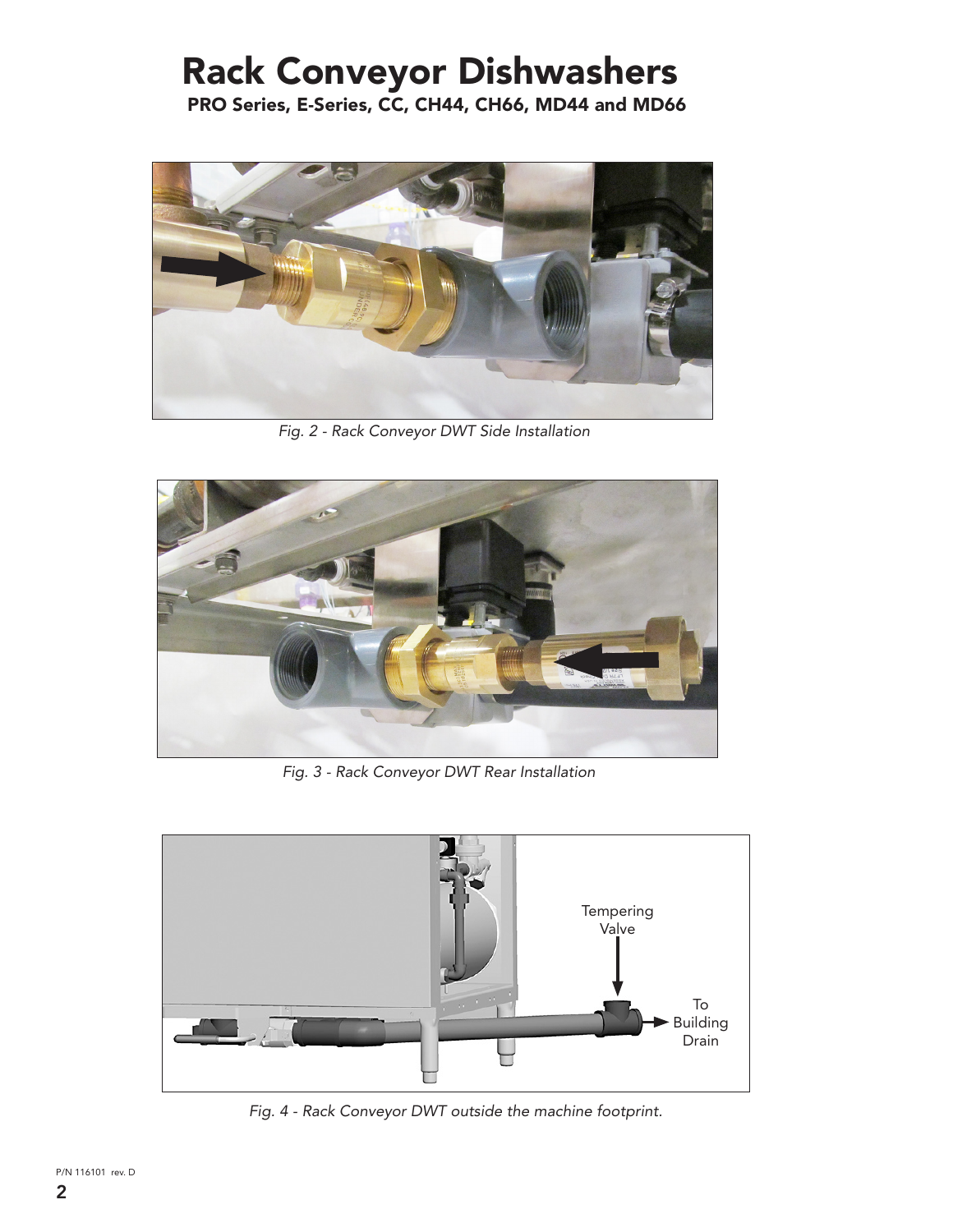# Rack Conveyor Dishwashers

**PRO Series, E-Series, CC, CH44, CH66, MD44 and MD66**

*Fig. 2 - Rack Conveyor DWT Side Installation*

*Fig. 3 - Rack Conveyor DWT Rear Installation*

*Fig. 4 - Rack Conveyor DWT outside the machine footprint.*

P/N 116101 rev. D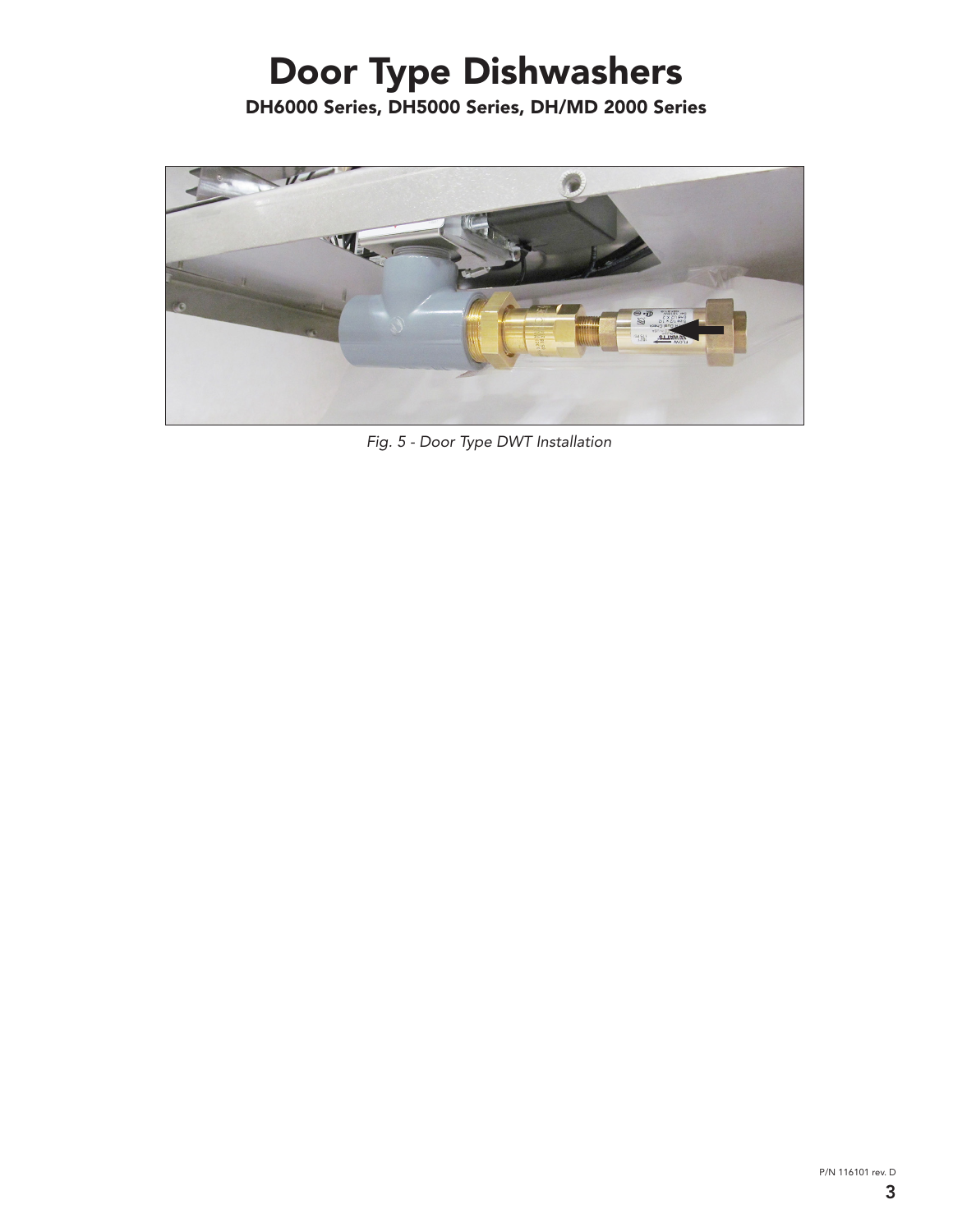# Door Type Dishwashers

**DH6000 Series, DH5000 Series, DH/MD 2000 Series**

*Fig. 5 - Door Type DWT Installation*

P/N 116101 rev. D